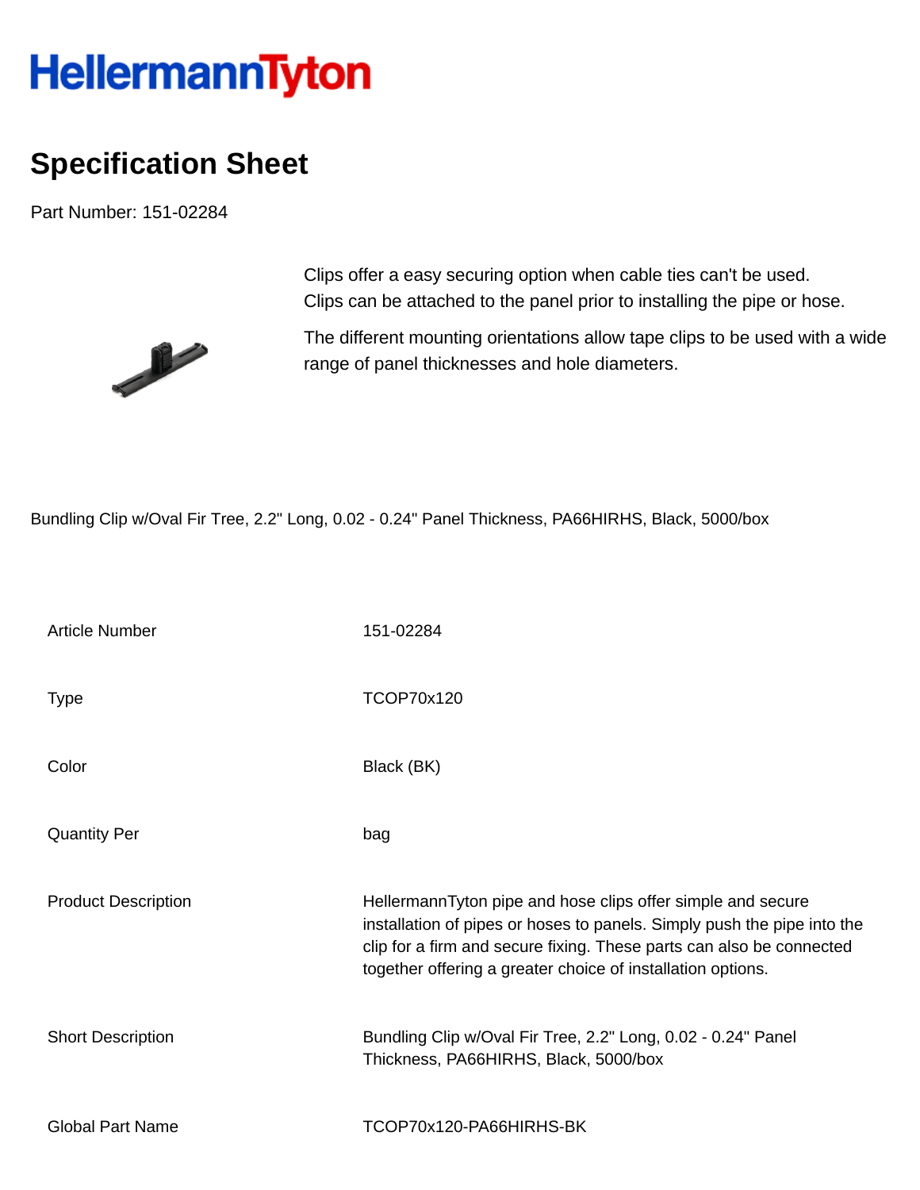HellermannTyton

# Specification Sheet

Part Number: 151-02284

Clips offer a easy securing option when cable ties can't be used. Clips can be attached to the panel prior to installing the pipe or hose.

The different mounting orientations allow tape clips to be used with a wide range of panel thicknesses and hole diameters.

Bundling Clip w/Oval Fir Tree, 2.2" Long, 0.02 - 0.24" Panel Thickness, PA66HIRHS, Black, 5000/box

| | |
|---|---|
| Article Number | 151-02284 |
| Type | TCOP70x120 |
| Color | Black (BK) |
| Quantity Per | bag |
| Product Description | HellermannTyton pipe and hose clips offer simple and secure installation of pipes or hoses to panels. Simply push the pipe into the clip for a firm and secure fixing. These parts can also be connected together offering a greater choice of installation options. |
| Short Description | Bundling Clip w/Oval Fir Tree, 2.2" Long, 0.02 - 0.24" Panel Thickness, PA66HIRHS, Black, 5000/box |
| Global Part Name | TCOP70x120-PA66HIRHS-BK |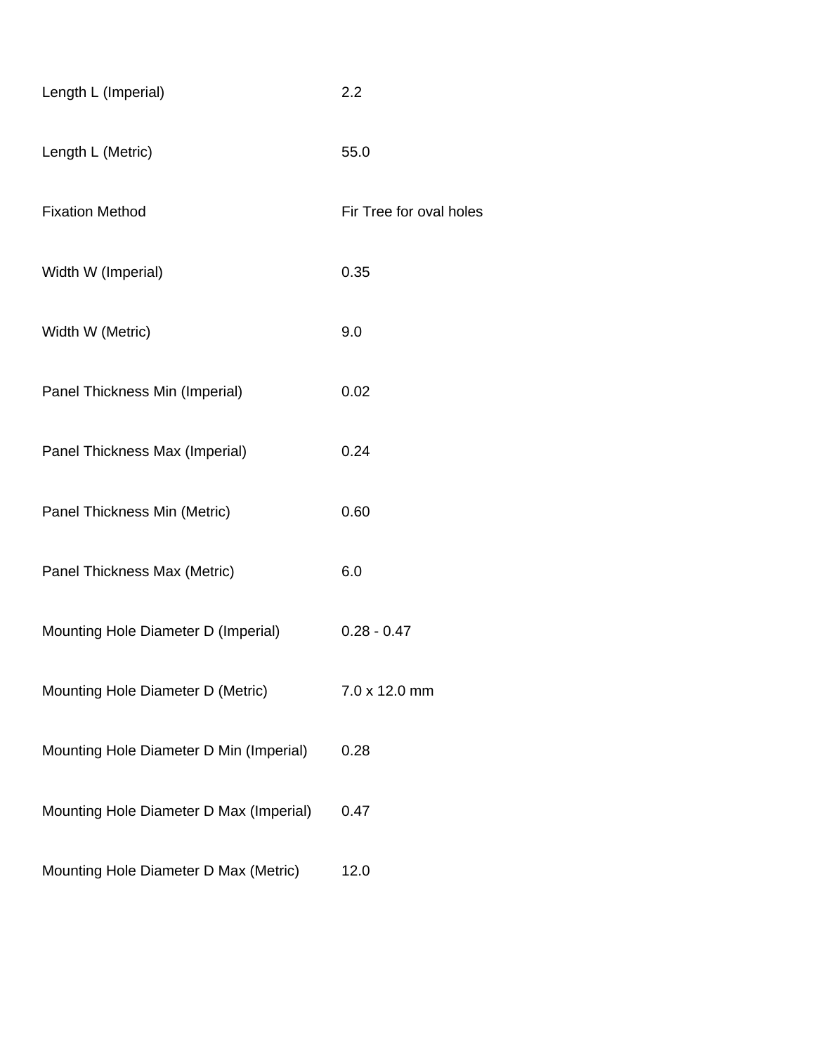| | |
|---|---|
| Length L (Imperial) | 2.2 |
| Length L (Metric) | 55.0 |
| Fixation Method | Fir Tree for oval holes |
| Width W (Imperial) | 0.35 |
| Width W (Metric) | 9.0 |
| Panel Thickness Min (Imperial) | 0.02 |
| Panel Thickness Max (Imperial) | 0.24 |
| Panel Thickness Min (Metric) | 0.60 |
| Panel Thickness Max (Metric) | 6.0 |
| Mounting Hole Diameter D (Imperial) | 0.28 - 0.47 |
| Mounting Hole Diameter D (Metric) | 7.0 x 12.0 mm |
| Mounting Hole Diameter D Min (Imperial) | 0.28 |
| Mounting Hole Diameter D Max (Imperial) | 0.47 |
| Mounting Hole Diameter D Max (Metric) | 12.0 |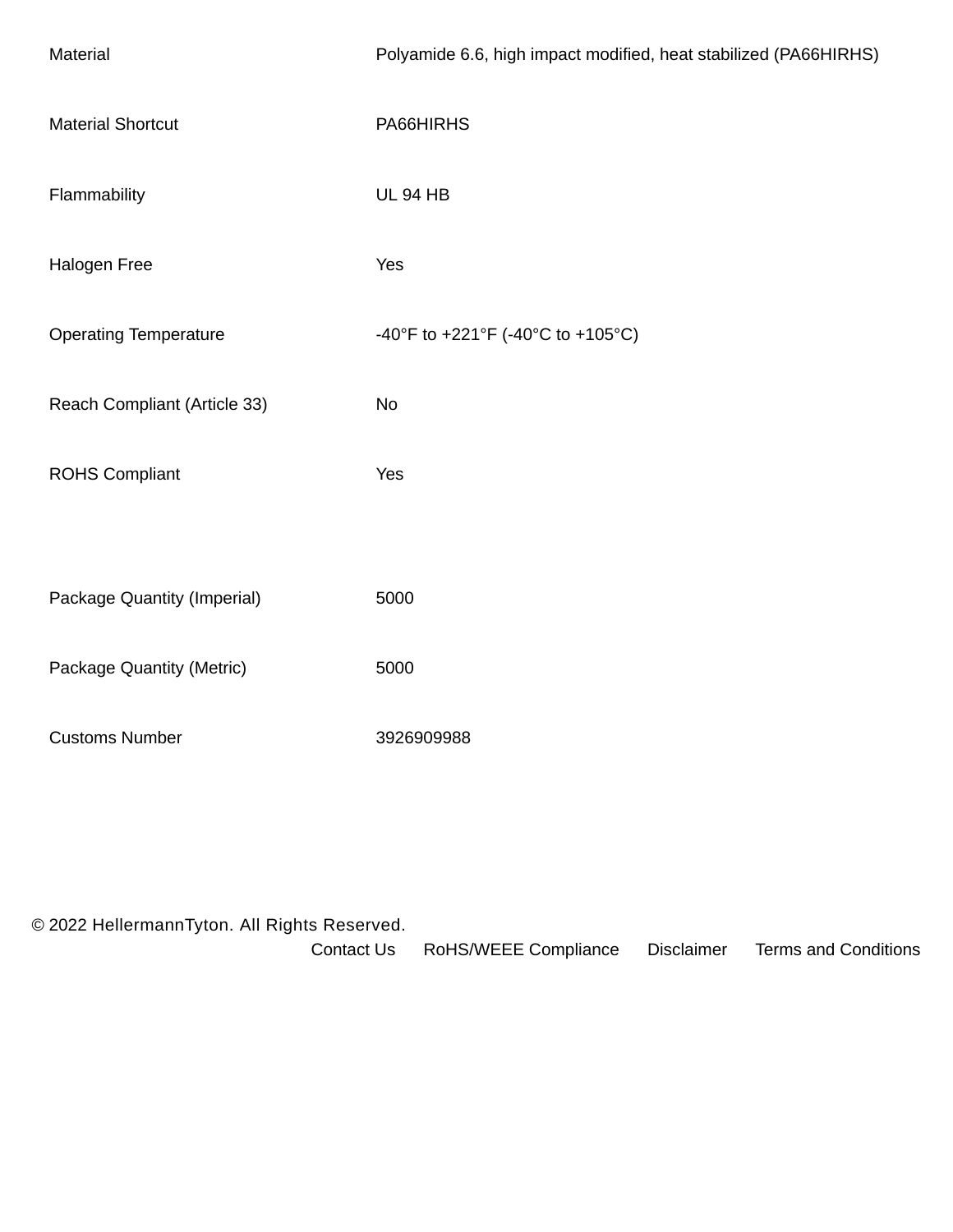| | |
|---|---|
| Material | Polyamide 6.6, high impact modified, heat stabilized (PA66HIRHS) |
| Material Shortcut | PA66HIRHS |
| Flammability | UL 94 HB |
| Halogen Free | Yes |
| Operating Temperature | -40°F to +221°F (-40°C to +105°C) |
| Reach Compliant (Article 33) | No |
| ROHS Compliant | Yes |

| | |
|---|---|
| Package Quantity (Imperial) | 5000 |
| Package Quantity (Metric) | 5000 |
| Customs Number | 3926909988 |

© 2022 HellermannTyton. All Rights Reserved.

Contact Us RoHS/WEEE Compliance Disclaimer Terms and Conditions